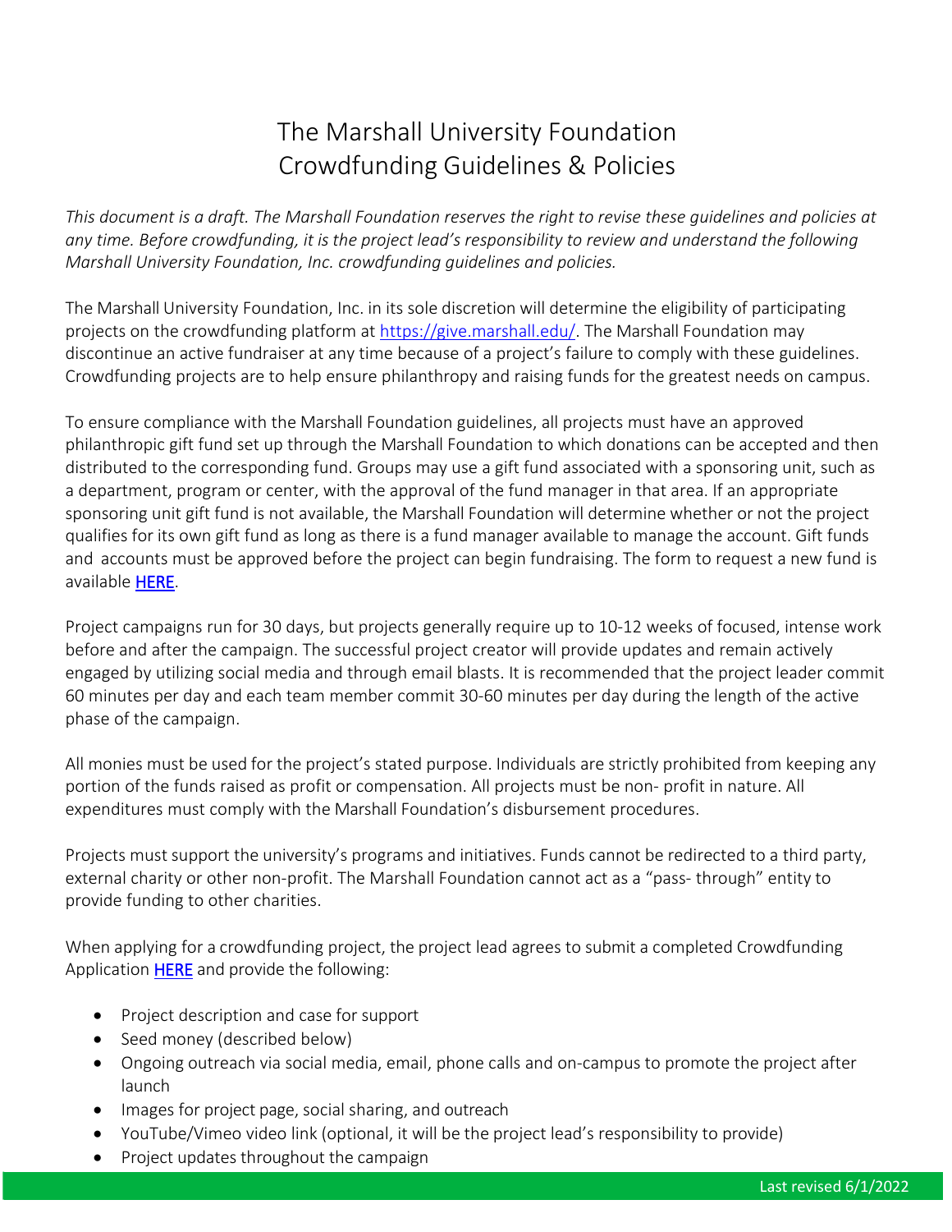# The Marshall University Foundation Crowdfunding Guidelines & Policies

*This document is a draft. The Marshall Foundation reserves the right to revise these guidelines and policies at any time. Before crowdfunding, it is the project lead's responsibility to review and understand the following Marshall University Foundation, Inc. crowdfunding guidelines and policies.*

The Marshall University Foundation, Inc. in its sole discretion will determine the eligibility of participating projects on the crowdfunding platform at https://give.marshall.edu/. The Marshall Foundation may discontinue an active fundraiser at any time because of a project's failure to comply with these guidelines. Crowdfunding projects are to help ensure philanthropy and raising funds for the greatest needs on campus.

To ensure compliance with the Marshall Foundation guidelines, all projects must have an approved philanthropic gift fund set up through the Marshall Foundation to which donations can be accepted and then distributed to the corresponding fund. Groups may use a gift fund associated with a sponsoring unit, such as a department, program or center, with the approval of the fund manager in that area. If an appropriate sponsoring unit gift fund is not available, the Marshall Foundation will determine whether or not the project qualifies for its own gift fund as long as there is a fund manager available to manage the account. Gift funds and accounts must be approved before the project can begin fundraising. The form to request a new fund is available **HERE**.

Project campaigns run for 30 days, but projects generally require up to 10-12 weeks of focused, intense work before and after the campaign. The successful project creator will provide updates and remain actively engaged by utilizing social media and through email blasts. It is recommended that the project leader commit 60 minutes per day and each team member commit 30-60 minutes per day during the length of the active phase of the campaign.

All monies must be used for the project's stated purpose. Individuals are strictly prohibited from keeping any portion of the funds raised as profit or compensation. All projects must be non- profit in nature. All expenditures must comply with the Marshall Foundation's disbursement procedures.

Projects must support the university's programs and initiatives. Funds cannot be redirected to a third party, external charity or other non-profit. The Marshall Foundation cannot act as a "pass- through" entity to provide funding to other charities.

When applying for a crowdfunding project, the project lead agrees to submit a completed Crowdfunding Application HERE and provide the following:

- Project description and case for support
- Seed money (described below)
- Ongoing outreach via social media, email, phone calls and on-campus to promote the project after launch
- Images for project page, social sharing, and outreach
- YouTube/Vimeo video link (optional, it will be the project lead's responsibility to provide)
- Project updates throughout the campaign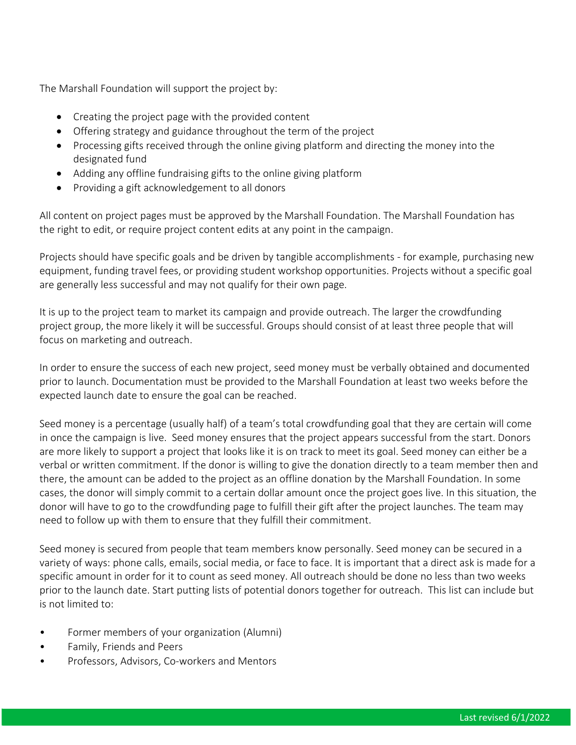The Marshall Foundation will support the project by:

- Creating the project page with the provided content
- Offering strategy and guidance throughout the term of the project
- Processing gifts received through the online giving platform and directing the money into the designated fund
- Adding any offline fundraising gifts to the online giving platform
- Providing a gift acknowledgement to all donors

All content on project pages must be approved by the Marshall Foundation. The Marshall Foundation has the right to edit, or require project content edits at any point in the campaign.

Projects should have specific goals and be driven by tangible accomplishments - for example, purchasing new equipment, funding travel fees, or providing student workshop opportunities. Projects without a specific goal are generally less successful and may not qualify for their own page.

It is up to the project team to market its campaign and provide outreach. The larger the crowdfunding project group, the more likely it will be successful. Groups should consist of at least three people that will focus on marketing and outreach.

In order to ensure the success of each new project, seed money must be verbally obtained and documented prior to launch. Documentation must be provided to the Marshall Foundation at least two weeks before the expected launch date to ensure the goal can be reached.

Seed money is a percentage (usually half) of a team's total crowdfunding goal that they are certain will come in once the campaign is live. Seed money ensures that the project appears successful from the start. Donors are more likely to support a project that looks like it is on track to meet its goal. Seed money can either be a verbal or written commitment. If the donor is willing to give the donation directly to a team member then and there, the amount can be added to the project as an offline donation by the Marshall Foundation. In some cases, the donor will simply commit to a certain dollar amount once the project goes live. In this situation, the donor will have to go to the crowdfunding page to fulfill their gift after the project launches. The team may need to follow up with them to ensure that they fulfill their commitment.

Seed money is secured from people that team members know personally. Seed money can be secured in a variety of ways: phone calls, emails, social media, or face to face. It is important that a direct ask is made for a specific amount in order for it to count as seed money. All outreach should be done no less than two weeks prior to the launch date. Start putting lists of potential donors together for outreach. This list can include but is not limited to:

- Former members of your organization (Alumni)
- Family, Friends and Peers
- Professors, Advisors, Co-workers and Mentors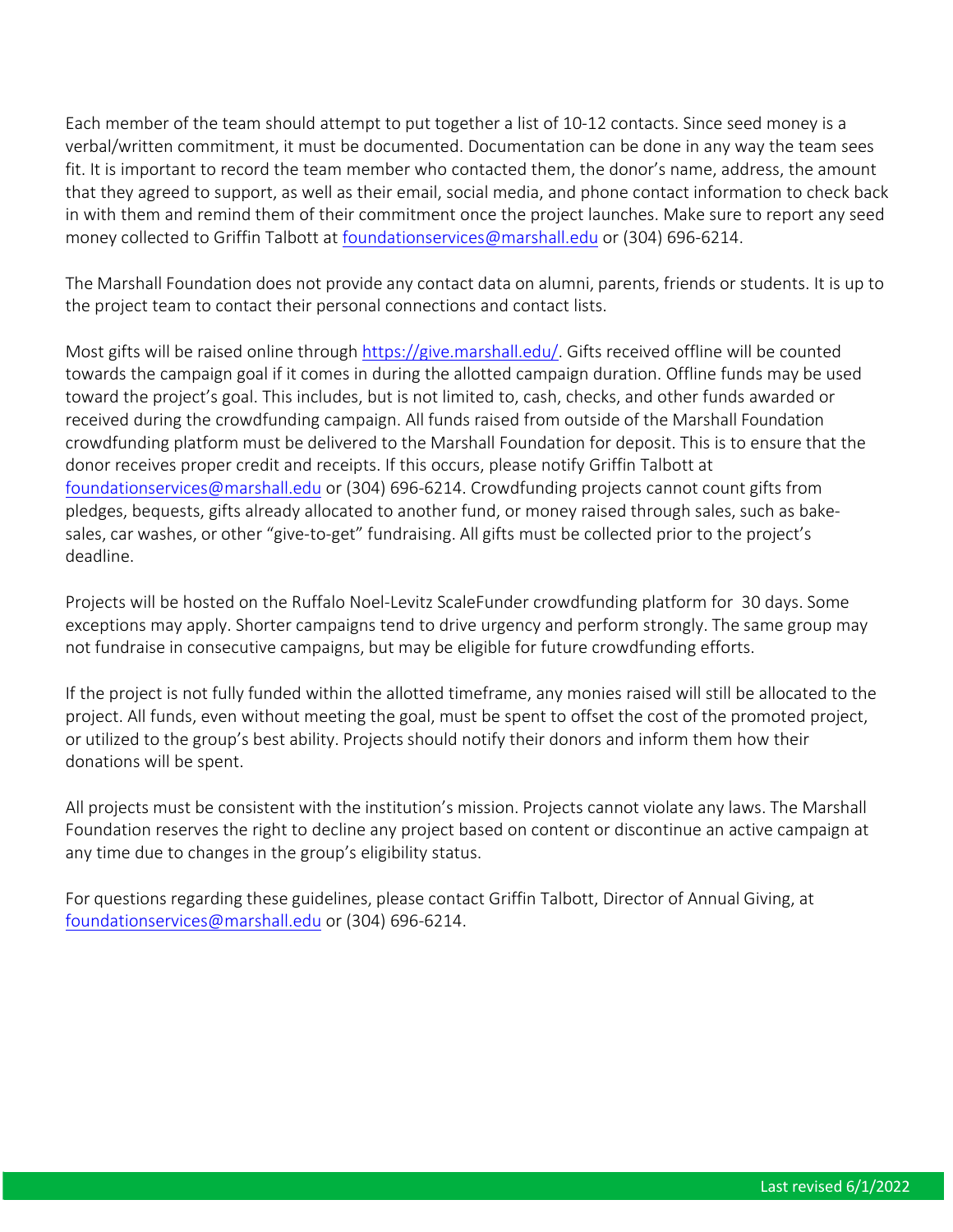Each member of the team should attempt to put together a list of 10-12 contacts. Since seed money is a verbal/written commitment, it must be documented. Documentation can be done in any way the team sees fit. It is important to record the team member who contacted them, the donor's name, address, the amount that they agreed to support, as well as their email, social media, and phone contact information to check back in with them and remind them of their commitment once the project launches. Make sure to report any seed money collected to Griffin Talbott at foundationservices@marshall.edu or (304) 696-6214.

The Marshall Foundation does not provide any contact data on alumni, parents, friends or students. It is up to the project team to contact their personal connections and contact lists.

Most gifts will be raised online through https://give.marshall.edu/. Gifts received offline will be counted towards the campaign goal if it comes in during the allotted campaign duration. Offline funds may be used toward the project's goal. This includes, but is not limited to, cash, checks, and other funds awarded or received during the crowdfunding campaign. All funds raised from outside of the Marshall Foundation crowdfunding platform must be delivered to the Marshall Foundation for deposit. This is to ensure that the donor receives proper credit and receipts. If this occurs, please notify Griffin Talbott at foundationservices@marshall.edu or (304) 696-6214. Crowdfunding projects cannot count gifts from pledges, bequests, gifts already allocated to another fund, or money raised through sales, such as bake-sales, car washes, or other "give-to-get" fundraising. All gifts must be collected prior to the project's deadline.

Projects will be hosted on the Ruffalo Noel-Levitz ScaleFunder crowdfunding platform for 30 days. Some exceptions may apply. Shorter campaigns tend to drive urgency and perform strongly. The same group may not fundraise in consecutive campaigns, but may be eligible for future crowdfunding efforts.

If the project is not fully funded within the allotted timeframe, any monies raised will still be allocated to the project. All funds, even without meeting the goal, must be spent to offset the cost of the promoted project, or utilized to the group's best ability. Projects should notify their donors and inform them how their donations will be spent.

All projects must be consistent with the institution's mission. Projects cannot violate any laws. The Marshall Foundation reserves the right to decline any project based on content or discontinue an active campaign at any time due to changes in the group's eligibility status.

For questions regarding these guidelines, please contact Griffin Talbott, Director of Annual Giving, at foundationservices@marshall.edu or (304) 696-6214.

Last revised 6/1/2022